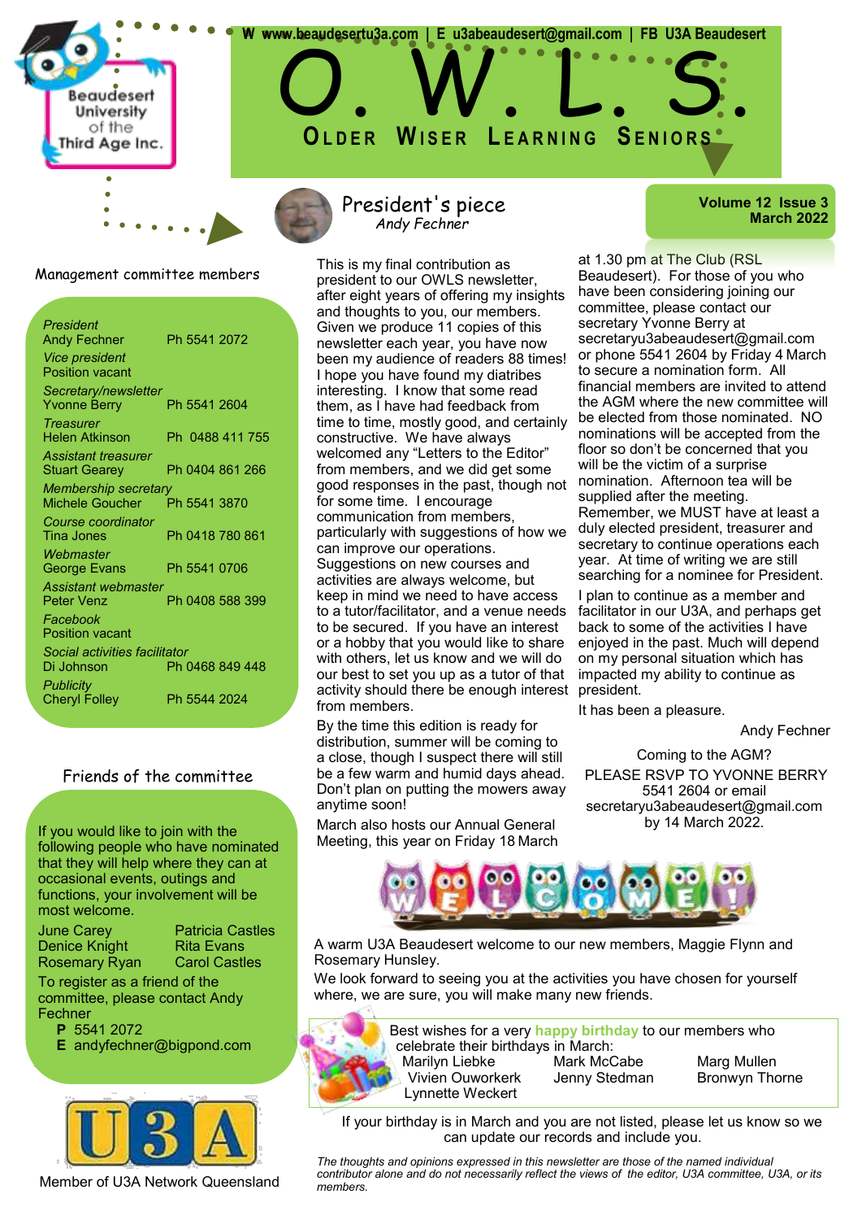W www.beaudesertu3a.com | E u3abeaudesert@gmail.com | FB U3A Beaudesert

Beaudesert University of the Third Age Inc.

# O. W. L. S.

## Older Wiser Learning Seniors

**Volume 12 Issue 3**
**March 2022**

### Management committee members

| | |
|---|---|
| *President* | |
| Andy Fechner | Ph 5541 2072 |
| *Vice president* | |
| Position vacant | |
| *Secretary/newsletter* | |
| Yvonne Berry | Ph 5541 2604 |
| *Treasurer* | |
| Helen Atkinson | Ph 0488 411 755 |
| *Assistant treasurer* | |
| Stuart Gearey | Ph 0404 861 266 |
| *Membership secretary* | |
| Michele Goucher | Ph 5541 3870 |
| *Course coordinator* | |
| Tina Jones | Ph 0418 780 861 |
| *Webmaster* | |
| George Evans | Ph 5541 0706 |
| *Assistant webmaster* | |
| Peter Venz | Ph 0408 588 399 |
| *Facebook* | |
| Position vacant | |
| *Social activities facilitator* | |
| Di Johnson | Ph 0468 849 448 |
| *Publicity* | |
| Cheryl Folley | Ph 5544 2024 |

### Friends of the committee

If you would like to join with the following people who have nominated that they will help where they can at occasional events, outings and functions, your involvement will be most welcome.

| | |
|---|---|
| June Carey | Patricia Castles |
| Denice Knight | Rita Evans |
| Rosemary Ryan | Carol Castles |

To register as a friend of the committee, please contact Andy Fechner
**P** 5541 2072
**E** andyfechner@bigpond.com

Member of U3A Network Queensland

## President's piece

*Andy Fechner*

This is my final contribution as president to our OWLS newsletter, after eight years of offering my insights and thoughts to you, our members. Given we produce 11 copies of this newsletter each year, you have now been my audience of readers 88 times! I hope you have found my diatribes interesting. I know that some read them, as I have had feedback from time to time, mostly good, and certainly constructive. We have always welcomed any "Letters to the Editor" from members, and we did get some good responses in the past, though not for some time. I encourage communication from members, particularly with suggestions of how we can improve our operations. Suggestions on new courses and activities are always welcome, but keep in mind we need to have access to a tutor/facilitator, and a venue needs to be secured. If you have an interest or a hobby that you would like to share with others, let us know and we will do our best to set you up as a tutor of that activity should there be enough interest from members.

By the time this edition is ready for distribution, summer will be coming to a close, though I suspect there will still be a few warm and humid days ahead. Don't plan on putting the mowers away anytime soon!

March also hosts our Annual General Meeting, this year on Friday 18 March at 1.30 pm at The Club (RSL Beaudesert). For those of you who have been considering joining our committee, please contact our secretary Yvonne Berry at secretaryu3abeaudesert@gmail.com or phone 5541 2604 by Friday 4 March to secure a nomination form. All financial members are invited to attend the AGM where the new committee will be elected from those nominated. NO nominations will be accepted from the floor so don't be concerned that you will be the victim of a surprise nomination. Afternoon tea will be supplied after the meeting. Remember, we MUST have at least a duly elected president, treasurer and secretary to continue operations each year. At time of writing we are still searching for a nominee for President.

I plan to continue as a member and facilitator in our U3A, and perhaps get back to some of the activities I have enjoyed in the past. Much will depend on my personal situation which has impacted my ability to continue as president.

It has been a pleasure.

Andy Fechner

Coming to the AGM?
PLEASE RSVP TO YVONNE BERRY 5541 2604 or email secretaryu3abeaudesert@gmail.com by 14 March 2022.

WELCOME!

A warm U3A Beaudesert welcome to our new members, Maggie Flynn and Rosemary Hunsley.

We look forward to seeing you at the activities you have chosen for yourself where, we are sure, you will make many new friends.

Best wishes for a very **happy birthday** to our members who celebrate their birthdays in March:

| | | |
|---|---|---|
| Marilyn Liebke | Mark McCabe | Marg Mullen |
| Vivien Ouworkerk | Jenny Stedman | Bronwyn Thorne |
| Lynnette Weckert | | |

If your birthday is in March and you are not listed, please let us know so we can update our records and include you.

*The thoughts and opinions expressed in this newsletter are those of the named individual contributor alone and do not necessarily reflect the views of the editor, U3A committee, U3A, or its members.*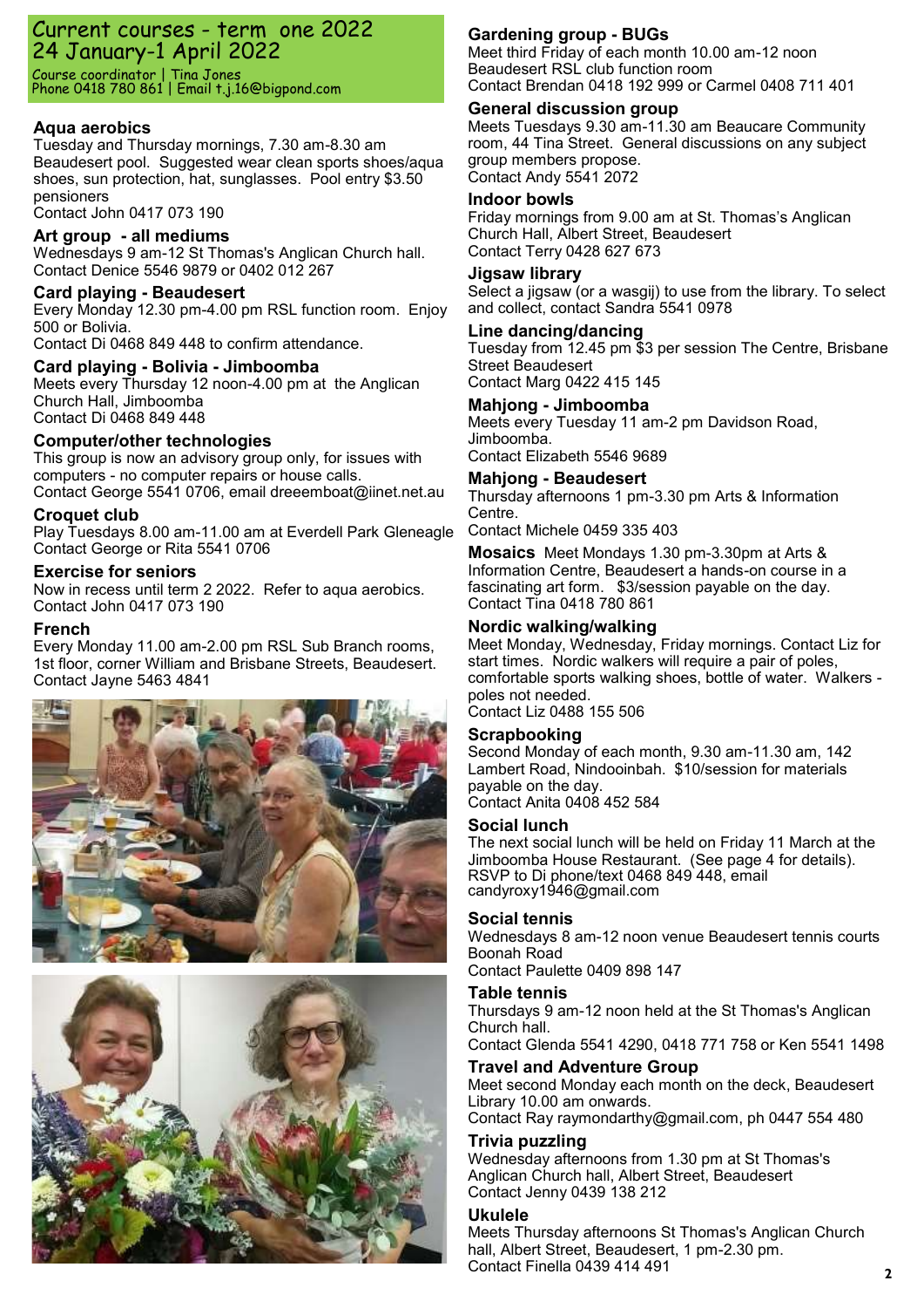# Current courses - term one 2022 24 January-1 April 2022

Course coordinator | Tina Jones
Phone 0418 780 861 | Email t.j.16@bigpond.com

### Aqua aerobics

Tuesday and Thursday mornings, 7.30 am-8.30 am Beaudesert pool. Suggested wear clean sports shoes/aqua shoes, sun protection, hat, sunglasses. Pool entry $3.50 pensioners
Contact John 0417 073 190

### Art group - all mediums

Wednesdays 9 am-12 St Thomas's Anglican Church hall.
Contact Denice 5546 9879 or 0402 012 267

### Card playing - Beaudesert

Every Monday 12.30 pm-4.00 pm RSL function room. Enjoy 500 or Bolivia.
Contact Di 0468 849 448 to confirm attendance.

### Card playing - Bolivia - Jimboomba

Meets every Thursday 12 noon-4.00 pm at the Anglican Church Hall, Jimboomba
Contact Di 0468 849 448

### Computer/other technologies

This group is now an advisory group only, for issues with computers - no computer repairs or house calls.
Contact George 5541 0706, email dreeemboat@iinet.net.au

### Croquet club

Play Tuesdays 8.00 am-11.00 am at Everdell Park Gleneagle
Contact George or Rita 5541 0706

### Exercise for seniors

Now in recess until term 2 2022. Refer to aqua aerobics.
Contact John 0417 073 190

### French

Every Monday 11.00 am-2.00 pm RSL Sub Branch rooms, 1st floor, corner William and Brisbane Streets, Beaudesert.
Contact Jayne 5463 4841

### Gardening group - BUGs

Meet third Friday of each month 10.00 am-12 noon Beaudesert RSL club function room
Contact Brendan 0418 192 999 or Carmel 0408 711 401

### General discussion group

Meets Tuesdays 9.30 am-11.30 am Beaucare Community room, 44 Tina Street. General discussions on any subject group members propose.
Contact Andy 5541 2072

### Indoor bowls

Friday mornings from 9.00 am at St. Thomas's Anglican Church Hall, Albert Street, Beaudesert
Contact Terry 0428 627 673

### Jigsaw library

Select a jigsaw (or a wasgij) to use from the library. To select and collect, contact Sandra 5541 0978

### Line dancing/dancing

Tuesday from 12.45 pm $3 per session The Centre, Brisbane Street Beaudesert
Contact Marg 0422 415 145

### Mahjong - Jimboomba

Meets every Tuesday 11 am-2 pm Davidson Road, Jimboomba.
Contact Elizabeth 5546 9689

### Mahjong - Beaudesert

Thursday afternoons 1 pm-3.30 pm Arts & Information Centre.
Contact Michele 0459 335 403

**Mosaics** Meet Mondays 1.30 pm-3.30pm at Arts & Information Centre, Beaudesert a hands-on course in a fascinating art form. $3/session payable on the day.
Contact Tina 0418 780 861

### Nordic walking/walking

Meet Monday, Wednesday, Friday mornings. Contact Liz for start times. Nordic walkers will require a pair of poles, comfortable sports walking shoes, bottle of water. Walkers - poles not needed.
Contact Liz 0488 155 506

### Scrapbooking

Second Monday of each month, 9.30 am-11.30 am, 142 Lambert Road, Nindooinbah. $10/session for materials payable on the day.
Contact Anita 0408 452 584

### Social lunch

The next social lunch will be held on Friday 11 March at the Jimboomba House Restaurant. (See page 4 for details). RSVP to Di phone/text 0468 849 448, email candyroxy1946@gmail.com

### Social tennis

Wednesdays 8 am-12 noon venue Beaudesert tennis courts Boonah Road
Contact Paulette 0409 898 147

### Table tennis

Thursdays 9 am-12 noon held at the St Thomas's Anglican Church hall.
Contact Glenda 5541 4290, 0418 771 758 or Ken 5541 1498

### Travel and Adventure Group

Meet second Monday each month on the deck, Beaudesert Library 10.00 am onwards.
Contact Ray raymondarthy@gmail.com, ph 0447 554 480

### Trivia puzzling

Wednesday afternoons from 1.30 pm at St Thomas's Anglican Church hall, Albert Street, Beaudesert
Contact Jenny 0439 138 212

### Ukulele

Meets Thursday afternoons St Thomas's Anglican Church hall, Albert Street, Beaudesert, 1 pm-2.30 pm.
Contact Finella 0439 414 491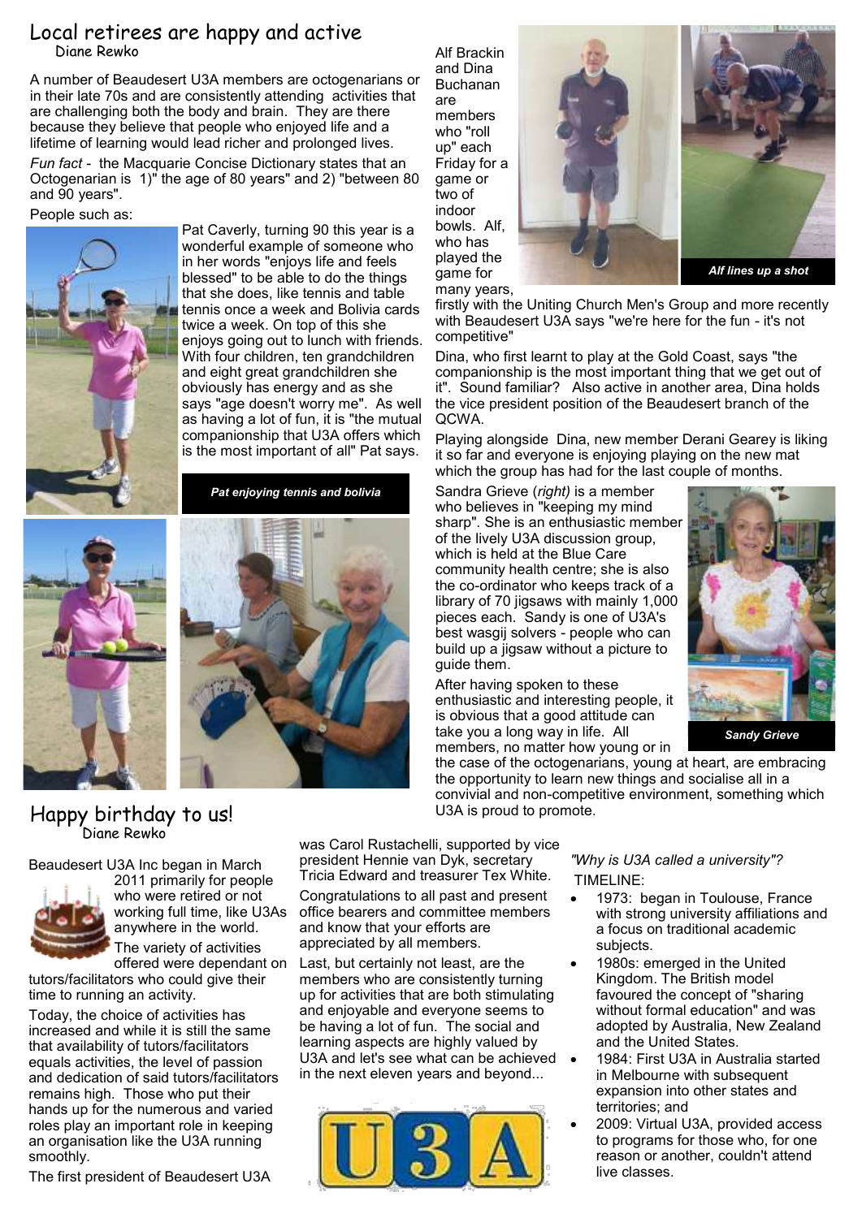# Local retirees are happy and active

Diane Rewko

A number of Beaudesert U3A members are octogenarians or in their late 70s and are consistently attending activities that are challenging both the body and brain. They are there because they believe that people who enjoyed life and a lifetime of learning would lead richer and prolonged lives.

*Fun fact* - the Macquarie Concise Dictionary states that an Octogenarian is 1)" the age of 80 years" and 2) "between 80 and 90 years".

People such as:

Pat Caverly, turning 90 this year is a wonderful example of someone who in her words "enjoys life and feels blessed" to be able to do the things that she does, like tennis and table tennis once a week and Bolivia cards twice a week. On top of this she enjoys going out to lunch with friends. With four children, ten grandchildren and eight great grandchildren she obviously has energy and as she says "age doesn't worry me". As well as having a lot of fun, it is "the mutual companionship that U3A offers which is the most important of all" Pat says.

***Pat enjoying tennis and bolivia***

Alf Brackin and Dina Buchanan are members who "roll up" each Friday for a game or two of indoor bowls. Alf, who has played the game for many years, firstly with the Uniting Church Men's Group and more recently with Beaudesert U3A says "we're here for the fun - it's not competitive"

***Alf lines up a shot***

Dina, who first learnt to play at the Gold Coast, says "the companionship is the most important thing that we get out of it". Sound familiar? Also active in another area, Dina holds the vice president position of the Beaudesert branch of the QCWA.

Playing alongside Dina, new member Derani Gearey is liking it so far and everyone is enjoying playing on the new mat which the group has had for the last couple of months.

Sandra Grieve (*right)* is a member who believes in "keeping my mind sharp". She is an enthusiastic member of the lively U3A discussion group, which is held at the Blue Care community health centre; she is also the co-ordinator who keeps track of a library of 70 jigsaws with mainly 1,000 pieces each. Sandy is one of U3A's best wasgij solvers - people who can build up a jigsaw without a picture to guide them.

***Sandy Grieve***

After having spoken to these enthusiastic and interesting people, it is obvious that a good attitude can take you a long way in life. All members, no matter how young or in the case of the octogenarians, young at heart, are embracing the opportunity to learn new things and socialise all in a convivial and non-competitive environment, something which U3A is proud to promote.

# Happy birthday to us!

Diane Rewko

Beaudesert U3A Inc began in March 2011 primarily for people who were retired or not working full time, like U3As anywhere in the world.

The variety of activities offered were dependant on tutors/facilitators who could give their time to running an activity.

Today, the choice of activities has increased and while it is still the same that availability of tutors/facilitators equals activities, the level of passion and dedication of said tutors/facilitators remains high. Those who put their hands up for the numerous and varied roles play an important role in keeping an organisation like the U3A running smoothly.

The first president of Beaudesert U3A was Carol Rustachelli, supported by vice president Hennie van Dyk, secretary Tricia Edward and treasurer Tex White.

Congratulations to all past and present office bearers and committee members and know that your efforts are appreciated by all members.

Last, but certainly not least, are the members who are consistently turning up for activities that are both stimulating and enjoyable and everyone seems to be having a lot of fun. The social and learning aspects are highly valued by U3A and let's see what can be achieved in the next eleven years and beyond...

*"Why is U3A called a university"?*

TIMELINE:

- 1973: began in Toulouse, France with strong university affiliations and a focus on traditional academic subjects.
- 1980s: emerged in the United Kingdom. The British model favoured the concept of "sharing without formal education" and was adopted by Australia, New Zealand and the United States.
- 1984: First U3A in Australia started in Melbourne with subsequent expansion into other states and territories; and
- 2009: Virtual U3A, provided access to programs for those who, for one reason or another, couldn't attend live classes.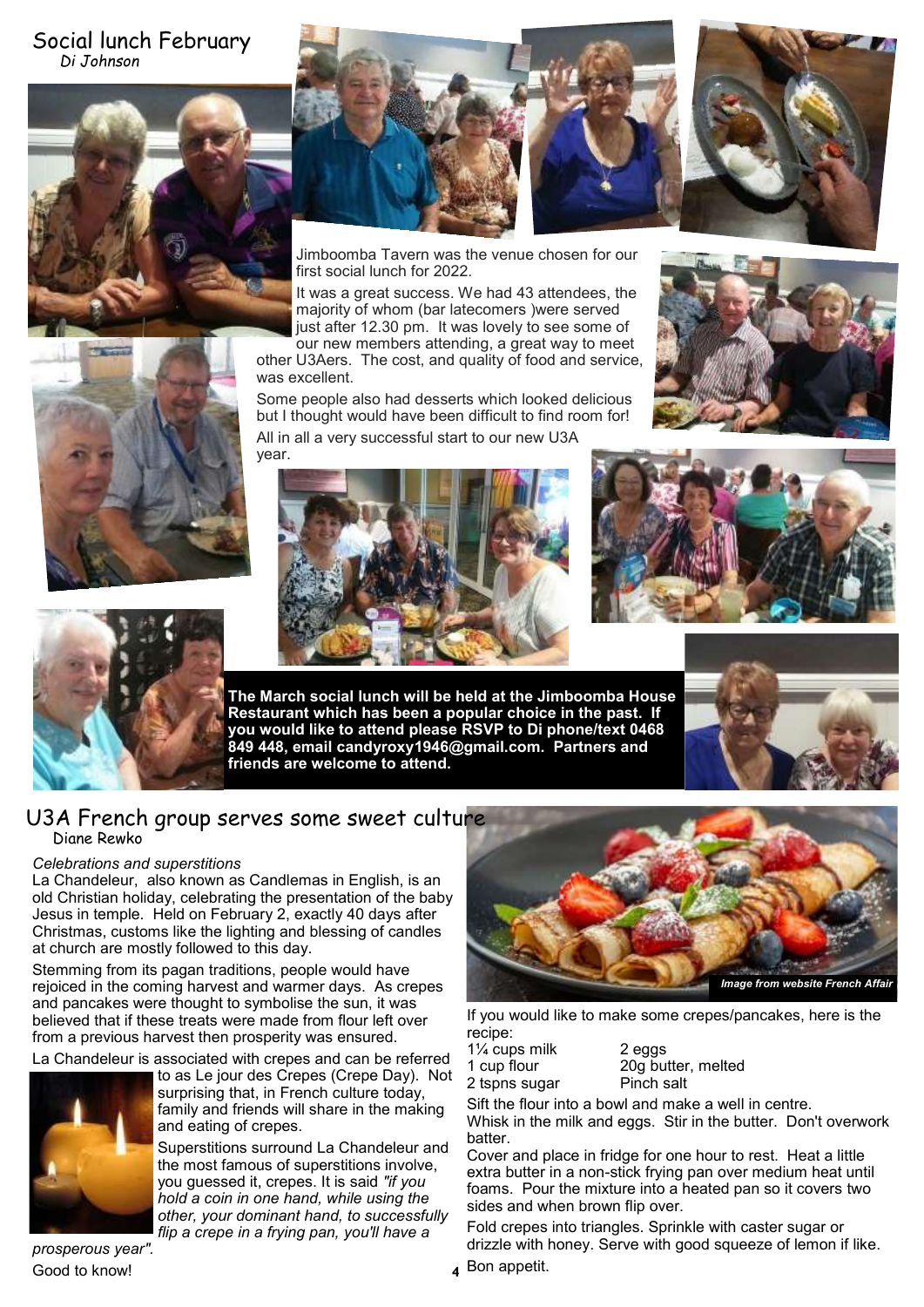## Social lunch February

*Di Johnson*

Jimboomba Tavern was the venue chosen for our first social lunch for 2022.

It was a great success. We had 43 attendees, the majority of whom (bar latecomers )were served just after 12.30 pm. It was lovely to see some of our new members attending, a great way to meet other U3Aers. The cost, and quality of food and service, was excellent.

Some people also had desserts which looked delicious but I thought would have been difficult to find room for!

All in all a very successful start to our new U3A year.

**The March social lunch will be held at the Jimboomba House Restaurant which has been a popular choice in the past. If you would like to attend please RSVP to Di phone/text 0468 849 448, email candyroxy1946@gmail.com. Partners and friends are welcome to attend.**

## U3A French group serves some sweet culture

Diane Rewko

*Celebrations and superstitions*

La Chandeleur, also known as Candlemas in English, is an old Christian holiday, celebrating the presentation of the baby Jesus in temple. Held on February 2, exactly 40 days after Christmas, customs like the lighting and blessing of candles at church are mostly followed to this day.

Stemming from its pagan traditions, people would have rejoiced in the coming harvest and warmer days. As crepes and pancakes were thought to symbolise the sun, it was believed that if these treats were made from flour left over from a previous harvest then prosperity was ensured.

La Chandeleur is associated with crepes and can be referred to as Le jour des Crepes (Crepe Day). Not surprising that, in French culture today, family and friends will share in the making and eating of crepes.

Superstitions surround La Chandeleur and the most famous of superstitions involve, you guessed it, crepes. It is said *"if you hold a coin in one hand, while using the other, your dominant hand, to successfully flip a crepe in a frying pan, you'll have a prosperous year".*

Good to know!

***Image from website French Affair***

If you would like to make some crepes/pancakes, here is the recipe:

| | |
|---|---|
| 1¼ cups milk | 2 eggs |
| 1 cup flour | 20g butter, melted |
| 2 tspns sugar | Pinch salt |

Sift the flour into a bowl and make a well in centre.
Whisk in the milk and eggs. Stir in the butter. Don't overwork batter.

Cover and place in fridge for one hour to rest. Heat a little extra butter in a non-stick frying pan over medium heat until foams. Pour the mixture into a heated pan so it covers two sides and when brown flip over.

Fold crepes into triangles. Sprinkle with caster sugar or drizzle with honey. Serve with good squeeze of lemon if like.

Bon appetit.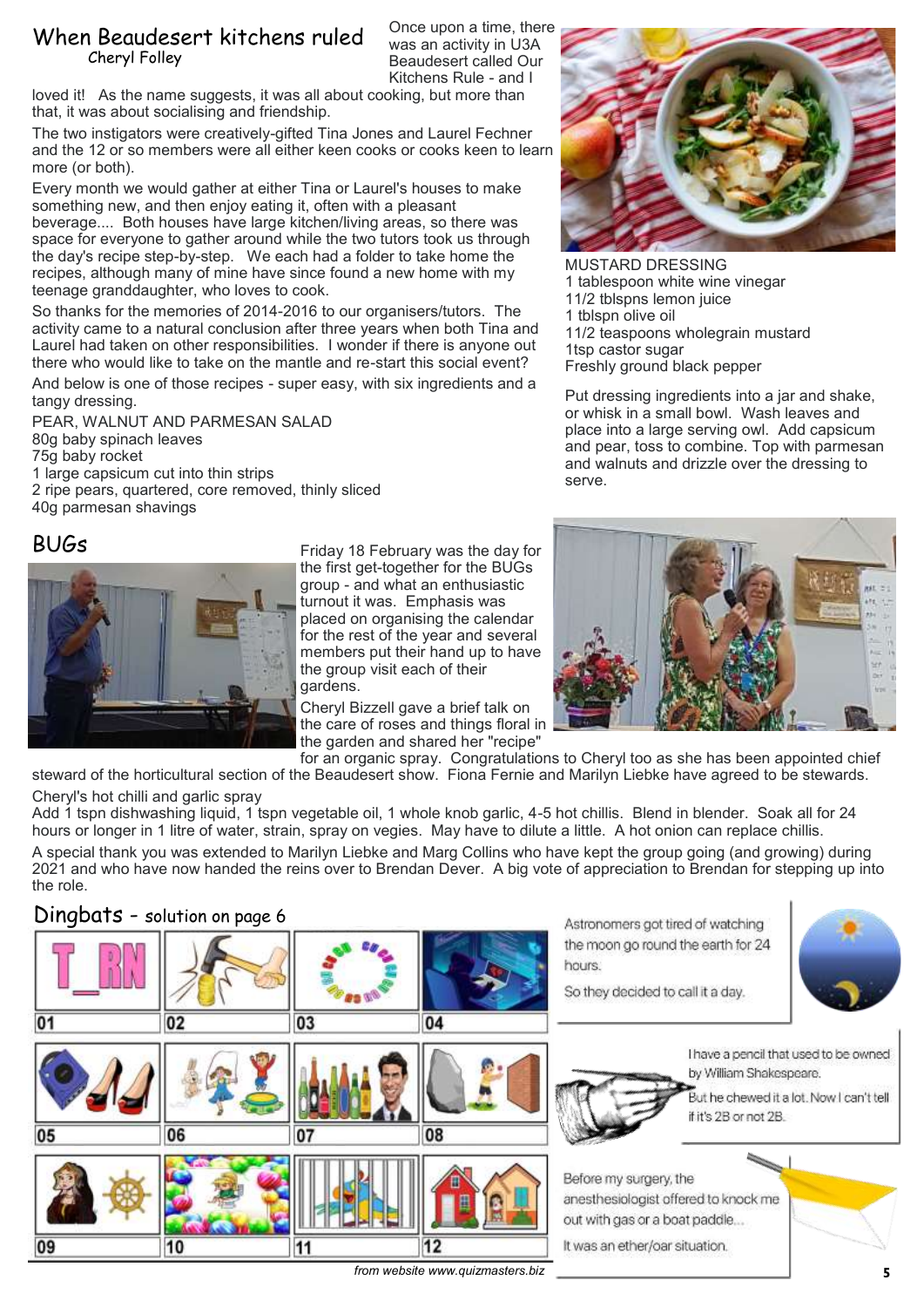## When Beaudesert kitchens ruled

Cheryl Folley

Once upon a time, there was an activity in U3A Beaudesert called Our Kitchens Rule - and I loved it! As the name suggests, it was all about cooking, but more than that, it was about socialising and friendship.

The two instigators were creatively-gifted Tina Jones and Laurel Fechner and the 12 or so members were all either keen cooks or cooks keen to learn more (or both).

Every month we would gather at either Tina or Laurel's houses to make something new, and then enjoy eating it, often with a pleasant beverage.... Both houses have large kitchen/living areas, so there was space for everyone to gather around while the two tutors took us through the day's recipe step-by-step. We each had a folder to take home the recipes, although many of mine have since found a new home with my teenage granddaughter, who loves to cook.

So thanks for the memories of 2014-2016 to our organisers/tutors. The activity came to a natural conclusion after three years when both Tina and Laurel had taken on other responsibilities. I wonder if there is anyone out there who would like to take on the mantle and re-start this social event?

And below is one of those recipes - super easy, with six ingredients and a tangy dressing.

PEAR, WALNUT AND PARMESAN SALAD
80g baby spinach leaves
75g baby rocket
1 large capsicum cut into thin strips
2 ripe pears, quartered, core removed, thinly sliced
40g parmesan shavings

MUSTARD DRESSING
1 tablespoon white wine vinegar
11/2 tblspns lemon juice
1 tblspn olive oil
11/2 teaspoons wholegrain mustard
1tsp castor sugar
Freshly ground black pepper

Put dressing ingredients into a jar and shake, or whisk in a small bowl. Wash leaves and place into a large serving owl. Add capsicum and pear, toss to combine. Top with parmesan and walnuts and drizzle over the dressing to serve.

## BUGs

Friday 18 February was the day for the first get-together for the BUGs group - and what an enthusiastic turnout it was. Emphasis was placed on organising the calendar for the rest of the year and several members put their hand up to have the group visit each of their gardens.

Cheryl Bizzell gave a brief talk on the care of roses and things floral in the garden and shared her "recipe" for an organic spray. Congratulations to Cheryl too as she has been appointed chief steward of the horticultural section of the Beaudesert show. Fiona Fernie and Marilyn Liebke have agreed to be stewards.

Cheryl's hot chilli and garlic spray
Add 1 tspn dishwashing liquid, 1 tspn vegetable oil, 1 whole knob garlic, 4-5 hot chillis. Blend in blender. Soak all for 24 hours or longer in 1 litre of water, strain, spray on vegies. May have to dilute a little. A hot onion can replace chillis.

A special thank you was extended to Marilyn Liebke and Marg Collins who have kept the group going (and growing) during 2021 and who have now handed the reins over to Brendan Dever. A big vote of appreciation to Brendan for stepping up into the role.

## Dingbats - solution on page 6

| 01 | 02 | 03 | 04 |
|---|---|---|---|
| 05 | 06 | 07 | 08 |
| 09 | 10 | 11 | 12 |

*from website www.quizmasters.biz*

Astronomers got tired of watching the moon go round the earth for 24 hours.

So they decided to call it a day.

I have a pencil that used to be owned by William Shakespeare.

But he chewed it a lot. Now I can't tell if it's 2B or not 2B.

Before my surgery, the anesthesiologist offered to knock me out with gas or a boat paddle...

It was an ether/oar situation.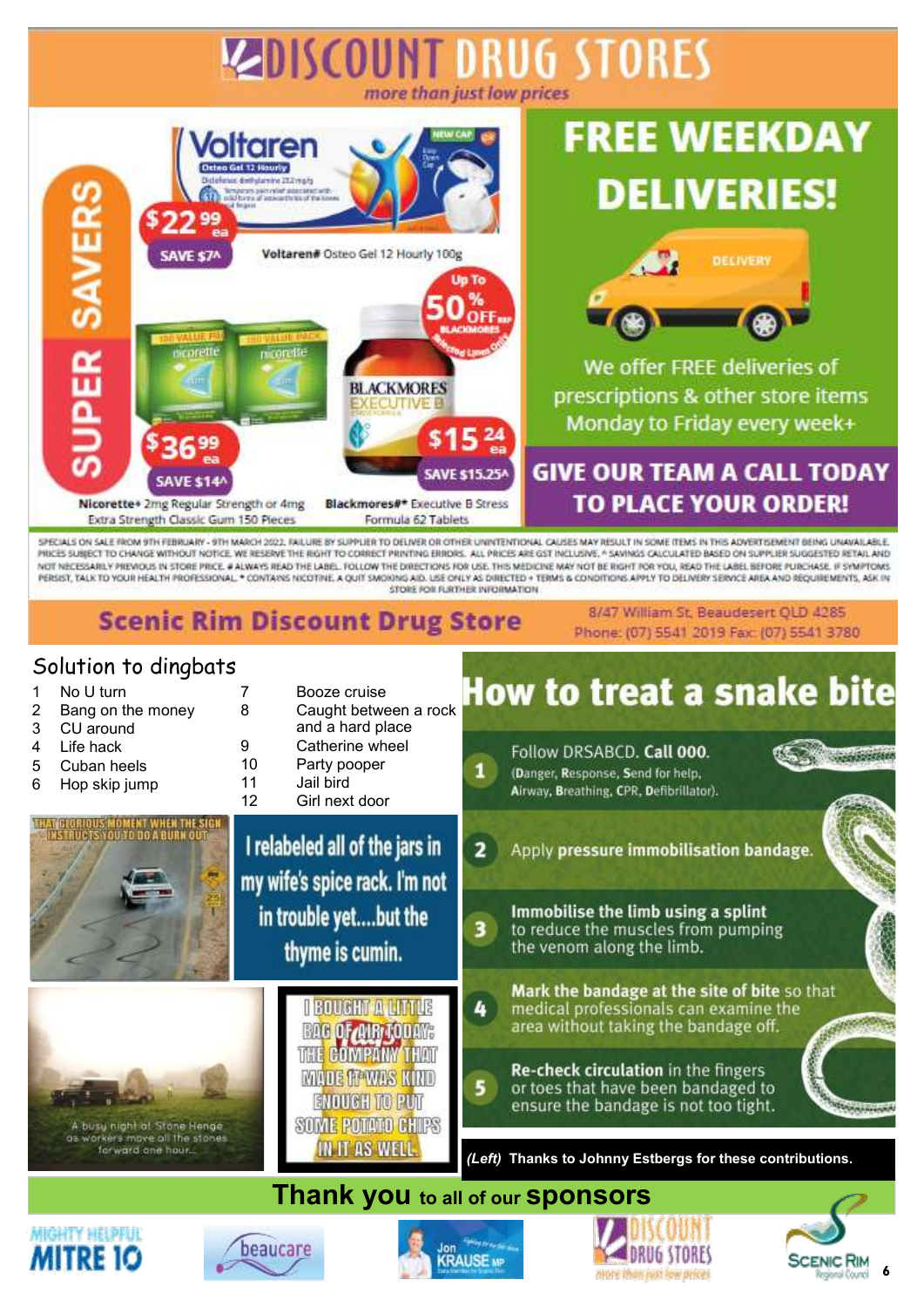# DISCOUNT DRUG STORES

*more than just low prices*

## SUPER SAVERS

**Voltaren** Osteo Gel 12 Hourly

$22.99 ea

SAVE $7^

Voltaren# Osteo Gel 12 Hourly 100g

nicorette

$36.99 ea

SAVE $14^

Nicorette+ 2mg Regular Strength or 4mg Extra Strength Classic Gum 150 Pieces

Up To 50% OFF RRP BLACKMORES Selected Lines Only

BLACKMORES EXECUTIVE B

$15.24 ea

SAVE $15.25^

Blackmores#* Executive B Stress Formula 62 Tablets

## FREE WEEKDAY DELIVERIES!

DELIVERY

We offer FREE deliveries of prescriptions & other store items Monday to Friday every week+

**GIVE OUR TEAM A CALL TODAY TO PLACE YOUR ORDER!**

SPECIALS ON SALE FROM 9TH FEBRUARY - 9TH MARCH 2022. FAILURE BY SUPPLIER TO DELIVER OR OTHER UNINTENTIONAL CAUSES MAY RESULT IN SOME ITEMS IN THIS ADVERTISEMENT BEING UNAVAILABLE. PRICES SUBJECT TO CHANGE WITHOUT NOTICE. WE RESERVE THE RIGHT TO CORRECT PRINTING ERRORS. ALL PRICES ARE GST INCLUSIVE. ^ SAVINGS CALCULATED BASED ON SUPPLIER SUGGESTED RETAIL AND NOT NECESSARILY PREVIOUS IN STORE PRICE. # ALWAYS READ THE LABEL. FOLLOW THE DIRECTIONS FOR USE. THIS MEDICINE MAY NOT BE RIGHT FOR YOU, READ THE LABEL BEFORE PURCHASE. IF SYMPTOMS PERSIST, TALK TO YOUR HEALTH PROFESSIONAL. * CONTAINS NICOTINE. A QUIT SMOKING AID. USE ONLY AS DIRECTED + TERMS & CONDITIONS APPLY TO DELIVERY SERVICE AREA AND REQUIREMENTS, ASK IN STORE FOR FURTHER INFORMATION

**Scenic Rim Discount Drug Store**

8/47 William St, Beaudesert QLD 4285
Phone: (07) 5541 2019 Fax: (07) 5541 3780

## Solution to dingbats

1. No U turn
2. Bang on the money
3. CU around
4. Life hack
5. Cuban heels
6. Hop skip jump
7. Booze cruise
8. Caught between a rock and a hard place
9. Catherine wheel
10. Party pooper
11. Jail bird
12. Girl next door

THAT GLORIOUS MOMENT WHEN THE SIGN INSTRUCTS YOU TO DO A BURN OUT

I relabeled all of the jars in my wife's spice rack. I'm not in trouble yet....but the thyme is cumin.

A busy night at Stone Henge as workers move all the stones forward one hour...

I BOUGHT A LITTLE BAG OF AIR TODAY; THE COMPANY THAT MADE IT WAS KIND ENOUGH TO PUT SOME POTATO CHIPS IN IT AS WELL.

## How to treat a snake bite

1. Follow DRSABCD. **Call 000.** (**D**anger, **R**esponse, **S**end for help, **A**irway, **B**reathing, **C**PR, **D**efibrillator).
2. Apply **pressure immobilisation bandage.**
3. **Immobilise the limb using a splint** to reduce the muscles from pumping the venom along the limb.
4. **Mark the bandage at the site of bite** so that medical professionals can examine the area without taking the bandage off.
5. **Re-check circulation** in the fingers or toes that have been bandaged to ensure the bandage is not too tight.

***(Left)*** **Thanks to Johnny Estbergs for these contributions.**

## Thank you to all of our sponsors

MIGHTY HELPFUL MITRE 10 · beaucare · Jon Krause MP · DISCOUNT DRUG STORES more than just low prices · SCENIC RIM Regional Council